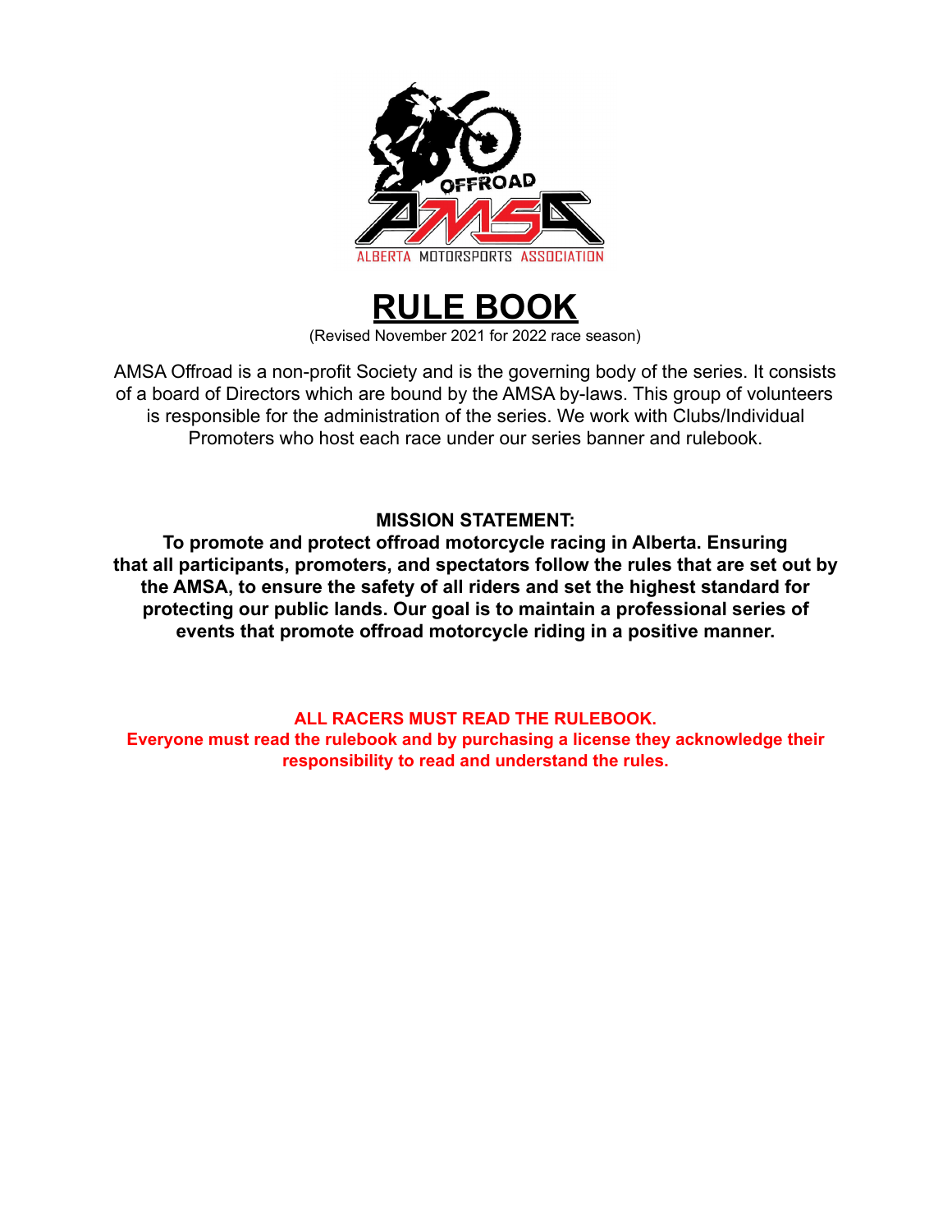# RULE BOOK

(Revised November 2021 for 2022 race season)

AMSA Offroad is a non-profit Society and is the governing body of the series. It consists of a board of Directors which are bound by the AMSA by-laws. This group of volunteers is responsible for the administration of the series. We work with Clubs/Individual Promoters who host each race under our series banner and rulebook.

**MISSION STATEMENT:**

**To promote and protect offroad motorcycle racing in Alberta. Ensuring that all participants, promoters, and spectators follow the rules that are set out by the AMSA, to ensure the safety of all riders and set the highest standard for protecting our public lands. Our goal is to maintain a professional series of events that promote offroad motorcycle riding in a positive manner.**

**ALL RACERS MUST READ THE RULEBOOK.**

**Everyone must read the rulebook and by purchasing a license they acknowledge their responsibility to read and understand the rules.**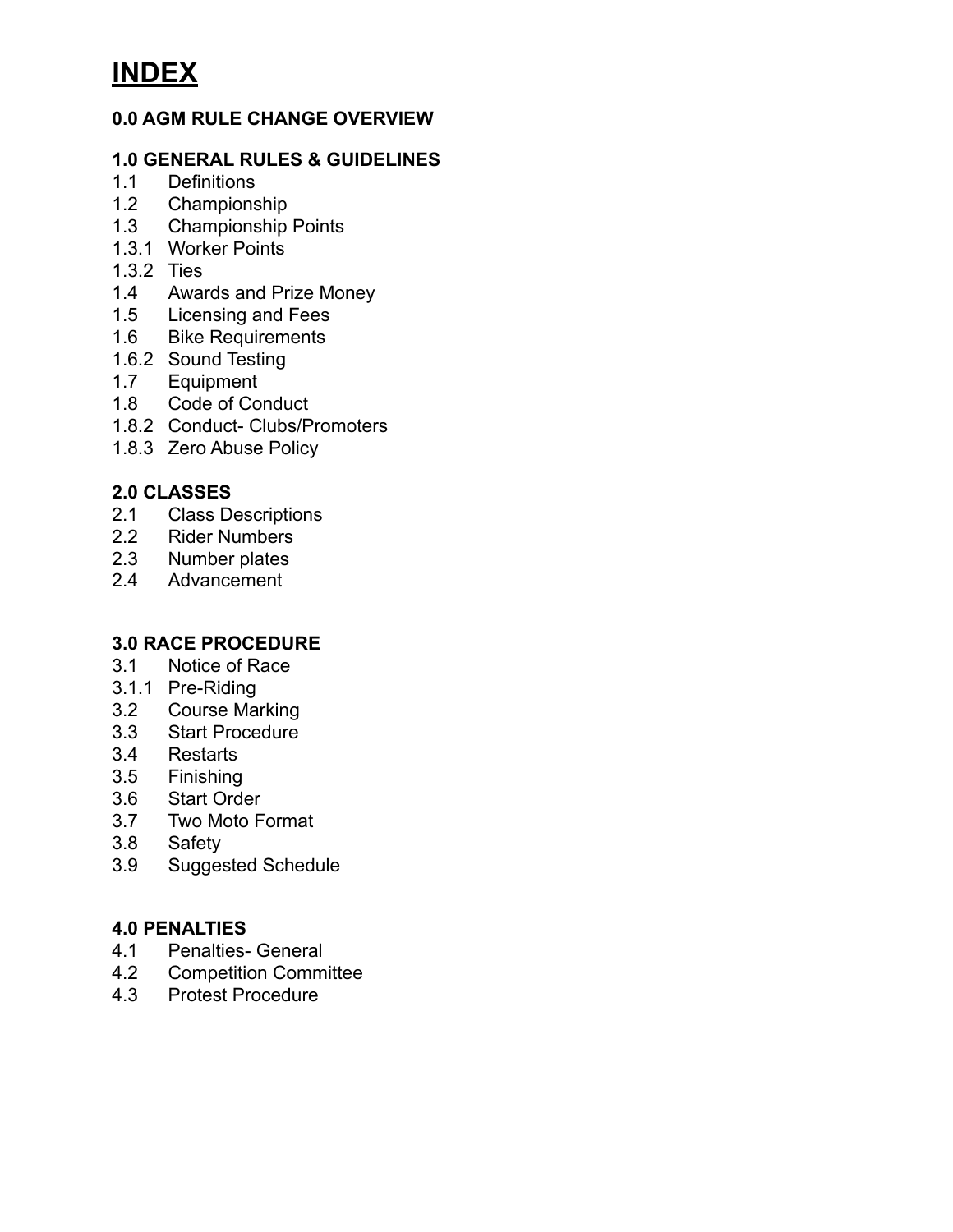# INDEX

**0.0 AGM RULE CHANGE OVERVIEW**

**1.0 GENERAL RULES & GUIDELINES**

1.1 Definitions
1.2 Championship
1.3 Championship Points
1.3.1 Worker Points
1.3.2 Ties
1.4 Awards and Prize Money
1.5 Licensing and Fees
1.6 Bike Requirements
1.6.2 Sound Testing
1.7 Equipment
1.8 Code of Conduct
1.8.2 Conduct- Clubs/Promoters
1.8.3 Zero Abuse Policy

**2.0 CLASSES**

2.1 Class Descriptions
2.2 Rider Numbers
2.3 Number plates
2.4 Advancement

**3.0 RACE PROCEDURE**

3.1 Notice of Race
3.1.1 Pre-Riding
3.2 Course Marking
3.3 Start Procedure
3.4 Restarts
3.5 Finishing
3.6 Start Order
3.7 Two Moto Format
3.8 Safety
3.9 Suggested Schedule

**4.0 PENALTIES**

4.1 Penalties- General
4.2 Competition Committee
4.3 Protest Procedure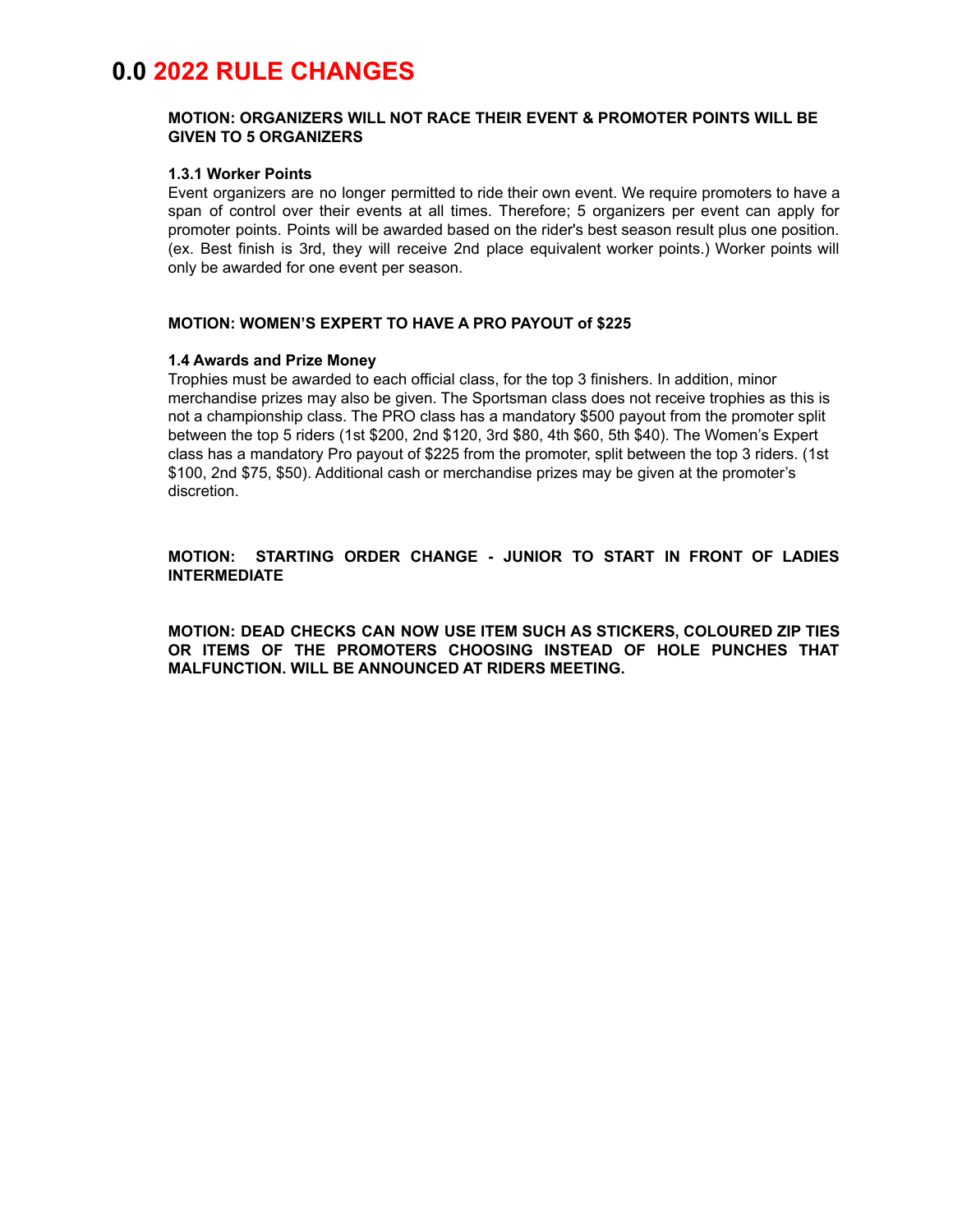# 0.0 2022 RULE CHANGES

**MOTION: ORGANIZERS WILL NOT RACE THEIR EVENT & PROMOTER POINTS WILL BE GIVEN TO 5 ORGANIZERS**

**1.3.1 Worker Points**

Event organizers are no longer permitted to ride their own event. We require promoters to have a span of control over their events at all times. Therefore; 5 organizers per event can apply for promoter points. Points will be awarded based on the rider's best season result plus one position. (ex. Best finish is 3rd, they will receive 2nd place equivalent worker points.) Worker points will only be awarded for one event per season.

**MOTION: WOMEN'S EXPERT TO HAVE A PRO PAYOUT of $225**

**1.4 Awards and Prize Money**

Trophies must be awarded to each official class, for the top 3 finishers. In addition, minor merchandise prizes may also be given. The Sportsman class does not receive trophies as this is not a championship class. The PRO class has a mandatory $500 payout from the promoter split between the top 5 riders (1st $200, 2nd $120, 3rd $80, 4th $60, 5th $40). The Women's Expert class has a mandatory Pro payout of $225 from the promoter, split between the top 3 riders. (1st $100, 2nd $75, $50). Additional cash or merchandise prizes may be given at the promoter's discretion.

**MOTION: STARTING ORDER CHANGE - JUNIOR TO START IN FRONT OF LADIES INTERMEDIATE**

**MOTION: DEAD CHECKS CAN NOW USE ITEM SUCH AS STICKERS, COLOURED ZIP TIES OR ITEMS OF THE PROMOTERS CHOOSING INSTEAD OF HOLE PUNCHES THAT MALFUNCTION. WILL BE ANNOUNCED AT RIDERS MEETING.**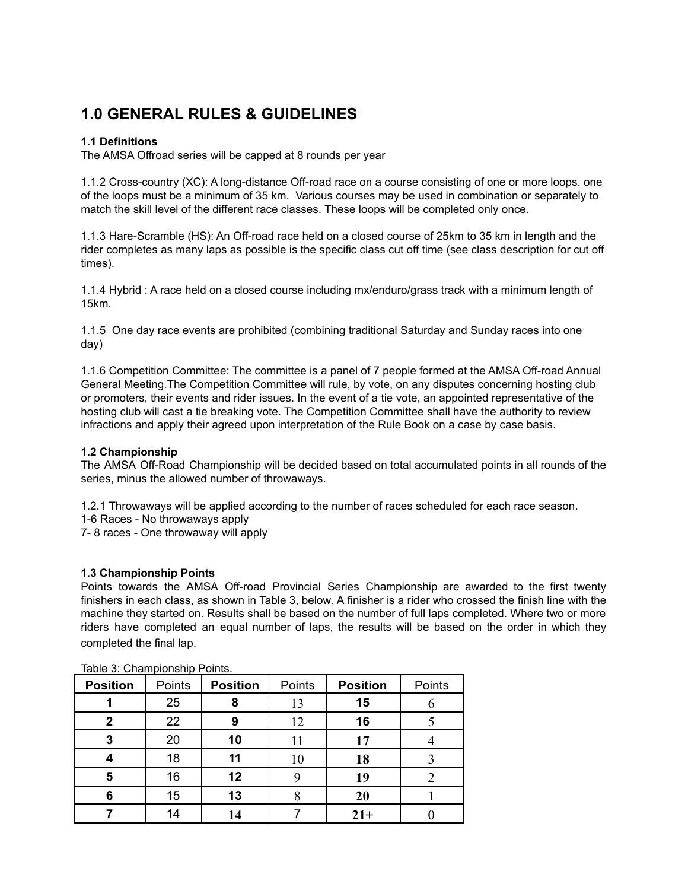# 1.0 GENERAL RULES & GUIDELINES

### 1.1 Definitions

The AMSA Offroad series will be capped at 8 rounds per year

1.1.2 Cross-country (XC): A long-distance Off-road race on a course consisting of one or more loops. one of the loops must be a minimum of 35 km. Various courses may be used in combination or separately to match the skill level of the different race classes. These loops will be completed only once.

1.1.3 Hare-Scramble (HS): An Off-road race held on a closed course of 25km to 35 km in length and the rider completes as many laps as possible is the specific class cut off time (see class description for cut off times).

1.1.4 Hybrid : A race held on a closed course including mx/enduro/grass track with a minimum length of 15km.

1.1.5 One day race events are prohibited (combining traditional Saturday and Sunday races into one day)

1.1.6 Competition Committee: The committee is a panel of 7 people formed at the AMSA Off-road Annual General Meeting.The Competition Committee will rule, by vote, on any disputes concerning hosting club or promoters, their events and rider issues. In the event of a tie vote, an appointed representative of the hosting club will cast a tie breaking vote. The Competition Committee shall have the authority to review infractions and apply their agreed upon interpretation of the Rule Book on a case by case basis.

### 1.2 Championship

The AMSA Off-Road Championship will be decided based on total accumulated points in all rounds of the series, minus the allowed number of throwaways.

1.2.1 Throwaways will be applied according to the number of races scheduled for each race season.
1-6 Races - No throwaways apply
7- 8 races - One throwaway will apply

### 1.3 Championship Points

Points towards the AMSA Off-road Provincial Series Championship are awarded to the first twenty finishers in each class, as shown in Table 3, below. A finisher is a rider who crossed the finish line with the machine they started on. Results shall be based on the number of full laps completed. Where two or more riders have completed an equal number of laps, the results will be based on the order in which they completed the final lap.

Table 3: Championship Points.

| **Position** | Points | **Position** | Points | **Position** | Points |
|---|---|---|---|---|---|
| **1** | 25 | **8** | 13 | **15** | 6 |
| **2** | 22 | **9** | 12 | **16** | 5 |
| **3** | 20 | **10** | 11 | **17** | 4 |
| **4** | 18 | **11** | 10 | **18** | 3 |
| **5** | 16 | **12** | 9 | **19** | 2 |
| **6** | 15 | **13** | 8 | **20** | 1 |
| **7** | 14 | **14** | 7 | **21+** | 0 |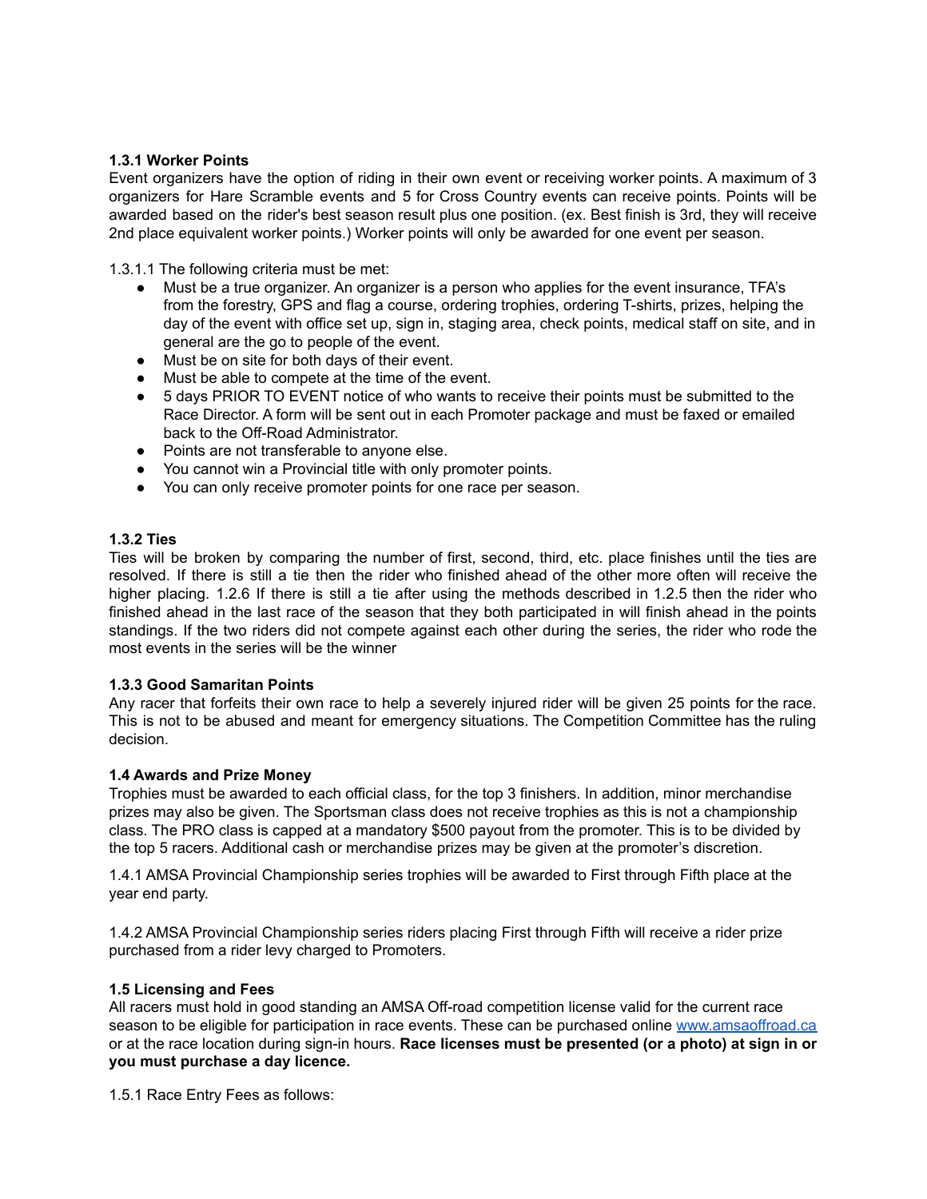**1.3.1 Worker Points**

Event organizers have the option of riding in their own event or receiving worker points. A maximum of 3 organizers for Hare Scramble events and 5 for Cross Country events can receive points. Points will be awarded based on the rider's best season result plus one position. (ex. Best finish is 3rd, they will receive 2nd place equivalent worker points.) Worker points will only be awarded for one event per season.

1.3.1.1 The following criteria must be met:

- Must be a true organizer. An organizer is a person who applies for the event insurance, TFA's from the forestry, GPS and flag a course, ordering trophies, ordering T-shirts, prizes, helping the day of the event with office set up, sign in, staging area, check points, medical staff on site, and in general are the go to people of the event.
- Must be on site for both days of their event.
- Must be able to compete at the time of the event.
- 5 days PRIOR TO EVENT notice of who wants to receive their points must be submitted to the Race Director. A form will be sent out in each Promoter package and must be faxed or emailed back to the Off-Road Administrator.
- Points are not transferable to anyone else.
- You cannot win a Provincial title with only promoter points.
- You can only receive promoter points for one race per season.

**1.3.2 Ties**

Ties will be broken by comparing the number of first, second, third, etc. place finishes until the ties are resolved. If there is still a tie then the rider who finished ahead of the other more often will receive the higher placing. 1.2.6 If there is still a tie after using the methods described in 1.2.5 then the rider who finished ahead in the last race of the season that they both participated in will finish ahead in the points standings. If the two riders did not compete against each other during the series, the rider who rode the most events in the series will be the winner

**1.3.3 Good Samaritan Points**

Any racer that forfeits their own race to help a severely injured rider will be given 25 points for the race. This is not to be abused and meant for emergency situations. The Competition Committee has the ruling decision.

**1.4 Awards and Prize Money**

Trophies must be awarded to each official class, for the top 3 finishers. In addition, minor merchandise prizes may also be given. The Sportsman class does not receive trophies as this is not a championship class. The PRO class is capped at a mandatory $500 payout from the promoter. This is to be divided by the top 5 racers. Additional cash or merchandise prizes may be given at the promoter's discretion.

1.4.1 AMSA Provincial Championship series trophies will be awarded to First through Fifth place at the year end party.

1.4.2 AMSA Provincial Championship series riders placing First through Fifth will receive a rider prize purchased from a rider levy charged to Promoters.

**1.5 Licensing and Fees**

All racers must hold in good standing an AMSA Off-road competition license valid for the current race season to be eligible for participation in race events. These can be purchased online [www.amsaoffroad.ca](http://www.amsaoffroad.ca) or at the race location during sign-in hours. **Race licenses must be presented (or a photo) at sign in or you must purchase a day licence.**

1.5.1 Race Entry Fees as follows: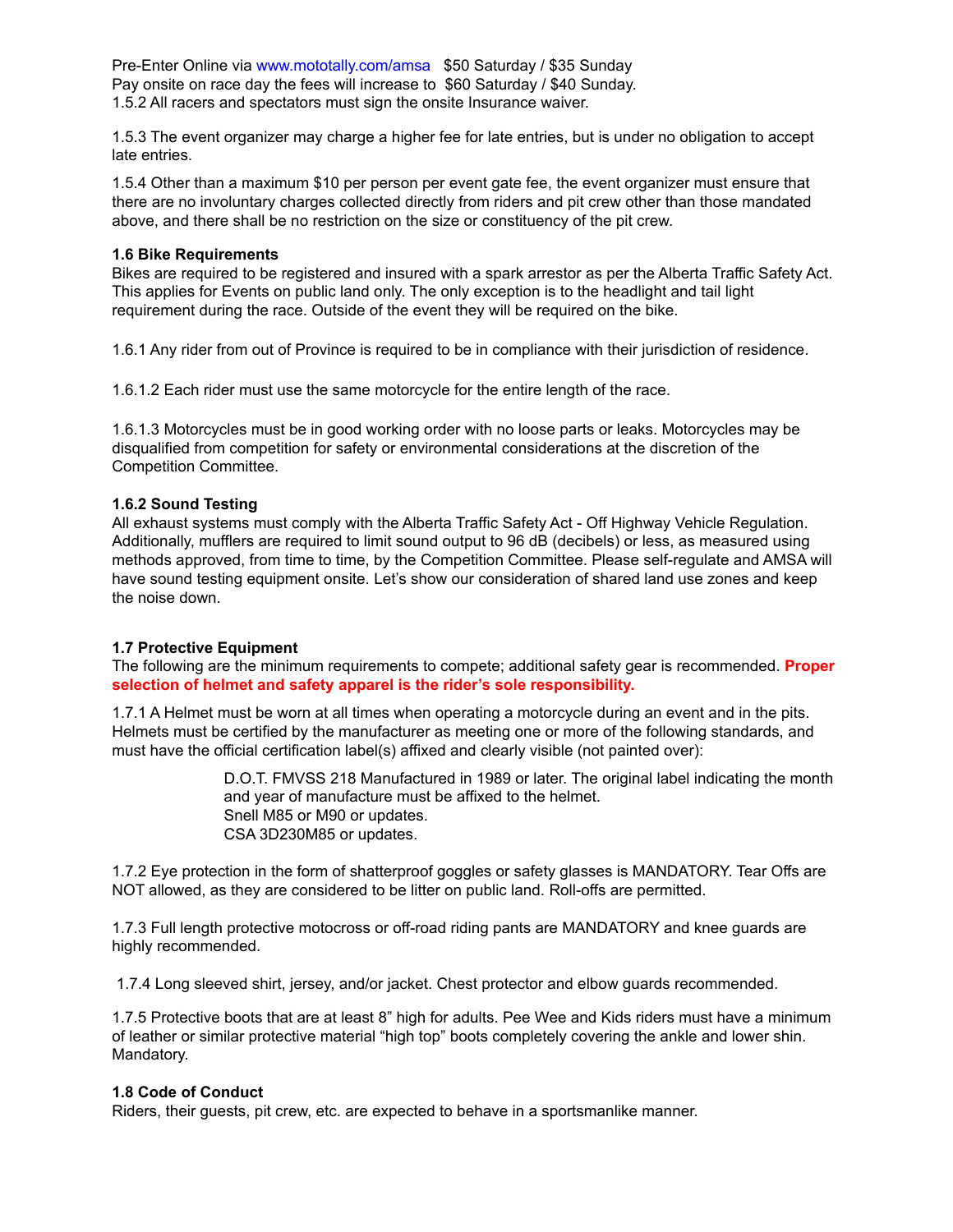Pre-Enter Online via www.mototally.com/amsa   $50 Saturday / $35 Sunday
Pay onsite on race day the fees will increase to  $60 Saturday / $40 Sunday.
1.5.2 All racers and spectators must sign the onsite Insurance waiver.

1.5.3 The event organizer may charge a higher fee for late entries, but is under no obligation to accept late entries.

1.5.4 Other than a maximum $10 per person per event gate fee, the event organizer must ensure that there are no involuntary charges collected directly from riders and pit crew other than those mandated above, and there shall be no restriction on the size or constituency of the pit crew.

**1.6 Bike Requirements**
Bikes are required to be registered and insured with a spark arrestor as per the Alberta Traffic Safety Act. This applies for Events on public land only. The only exception is to the headlight and tail light requirement during the race. Outside of the event they will be required on the bike.

1.6.1 Any rider from out of Province is required to be in compliance with their jurisdiction of residence.

1.6.1.2 Each rider must use the same motorcycle for the entire length of the race.

1.6.1.3 Motorcycles must be in good working order with no loose parts or leaks. Motorcycles may be disqualified from competition for safety or environmental considerations at the discretion of the Competition Committee.

**1.6.2 Sound Testing**
All exhaust systems must comply with the Alberta Traffic Safety Act - Off Highway Vehicle Regulation. Additionally, mufflers are required to limit sound output to 96 dB (decibels) or less, as measured using methods approved, from time to time, by the Competition Committee. Please self-regulate and AMSA will have sound testing equipment onsite. Let's show our consideration of shared land use zones and keep the noise down.

**1.7 Protective Equipment**
The following are the minimum requirements to compete; additional safety gear is recommended. **Proper selection of helmet and safety apparel is the rider's sole responsibility.**

1.7.1 A Helmet must be worn at all times when operating a motorcycle during an event and in the pits. Helmets must be certified by the manufacturer as meeting one or more of the following standards, and must have the official certification label(s) affixed and clearly visible (not painted over):

D.O.T. FMVSS 218 Manufactured in 1989 or later. The original label indicating the month and year of manufacture must be affixed to the helmet.
Snell M85 or M90 or updates.
CSA 3D230M85 or updates.

1.7.2 Eye protection in the form of shatterproof goggles or safety glasses is MANDATORY. Tear Offs are NOT allowed, as they are considered to be litter on public land. Roll-offs are permitted.

1.7.3 Full length protective motocross or off-road riding pants are MANDATORY and knee guards are highly recommended.

1.7.4 Long sleeved shirt, jersey, and/or jacket. Chest protector and elbow guards recommended.

1.7.5 Protective boots that are at least 8" high for adults. Pee Wee and Kids riders must have a minimum of leather or similar protective material "high top" boots completely covering the ankle and lower shin. Mandatory.

**1.8 Code of Conduct**
Riders, their guests, pit crew, etc. are expected to behave in a sportsmanlike manner.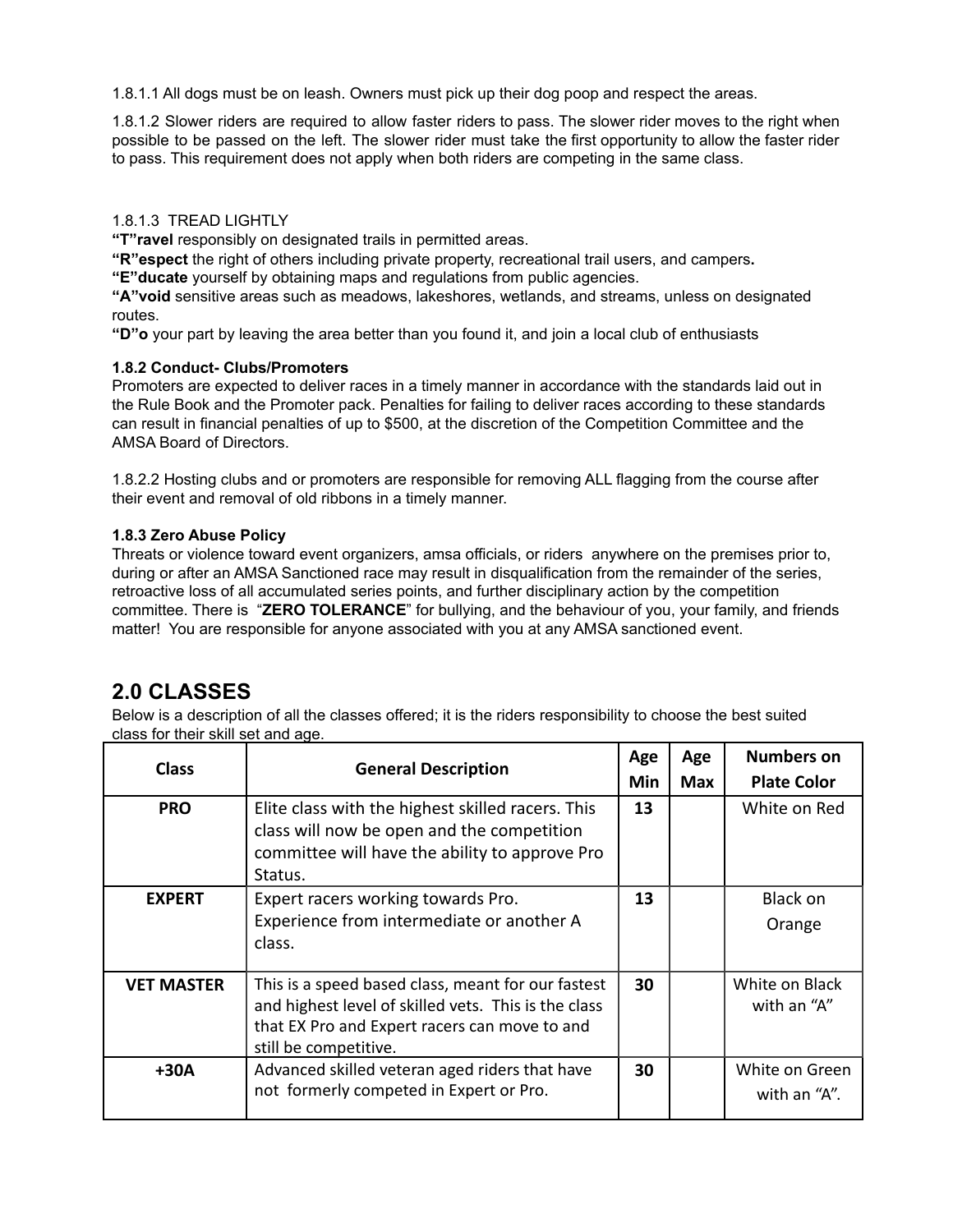1.8.1.1 All dogs must be on leash. Owners must pick up their dog poop and respect the areas.

1.8.1.2 Slower riders are required to allow faster riders to pass. The slower rider moves to the right when possible to be passed on the left. The slower rider must take the first opportunity to allow the faster rider to pass. This requirement does not apply when both riders are competing in the same class.

1.8.1.3 TREAD LIGHTLY
**"T"ravel** responsibly on designated trails in permitted areas.
**"R"espect** the right of others including private property, recreational trail users, and campers**.**
**"E"ducate** yourself by obtaining maps and regulations from public agencies.
**"A"void** sensitive areas such as meadows, lakeshores, wetlands, and streams, unless on designated routes.
**"D"o** your part by leaving the area better than you found it, and join a local club of enthusiasts

**1.8.2 Conduct- Clubs/Promoters**
Promoters are expected to deliver races in a timely manner in accordance with the standards laid out in the Rule Book and the Promoter pack. Penalties for failing to deliver races according to these standards can result in financial penalties of up to $500, at the discretion of the Competition Committee and the AMSA Board of Directors.

1.8.2.2 Hosting clubs and or promoters are responsible for removing ALL flagging from the course after their event and removal of old ribbons in a timely manner.

**1.8.3 Zero Abuse Policy**
Threats or violence toward event organizers, amsa officials, or riders anywhere on the premises prior to, during or after an AMSA Sanctioned race may result in disqualification from the remainder of the series, retroactive loss of all accumulated series points, and further disciplinary action by the competition committee. There is "**ZERO TOLERANCE**" for bullying, and the behaviour of you, your family, and friends matter! You are responsible for anyone associated with you at any AMSA sanctioned event.

## 2.0 CLASSES

Below is a description of all the classes offered; it is the riders responsibility to choose the best suited class for their skill set and age.

| Class | General Description | Age Min | Age Max | Numbers on Plate Color |
|---|---|---|---|---|
| **PRO** | Elite class with the highest skilled racers. This class will now be open and the competition committee will have the ability to approve Pro Status. | **13** | | White on Red |
| **EXPERT** | Expert racers working towards Pro. Experience from intermediate or another A class. | **13** | | Black on Orange |
| **VET MASTER** | This is a speed based class, meant for our fastest and highest level of skilled vets. This is the class that EX Pro and Expert racers can move to and still be competitive. | **30** | | White on Black with an "A" |
| **+30A** | Advanced skilled veteran aged riders that have not formerly competed in Expert or Pro. | **30** | | White on Green with an "A". |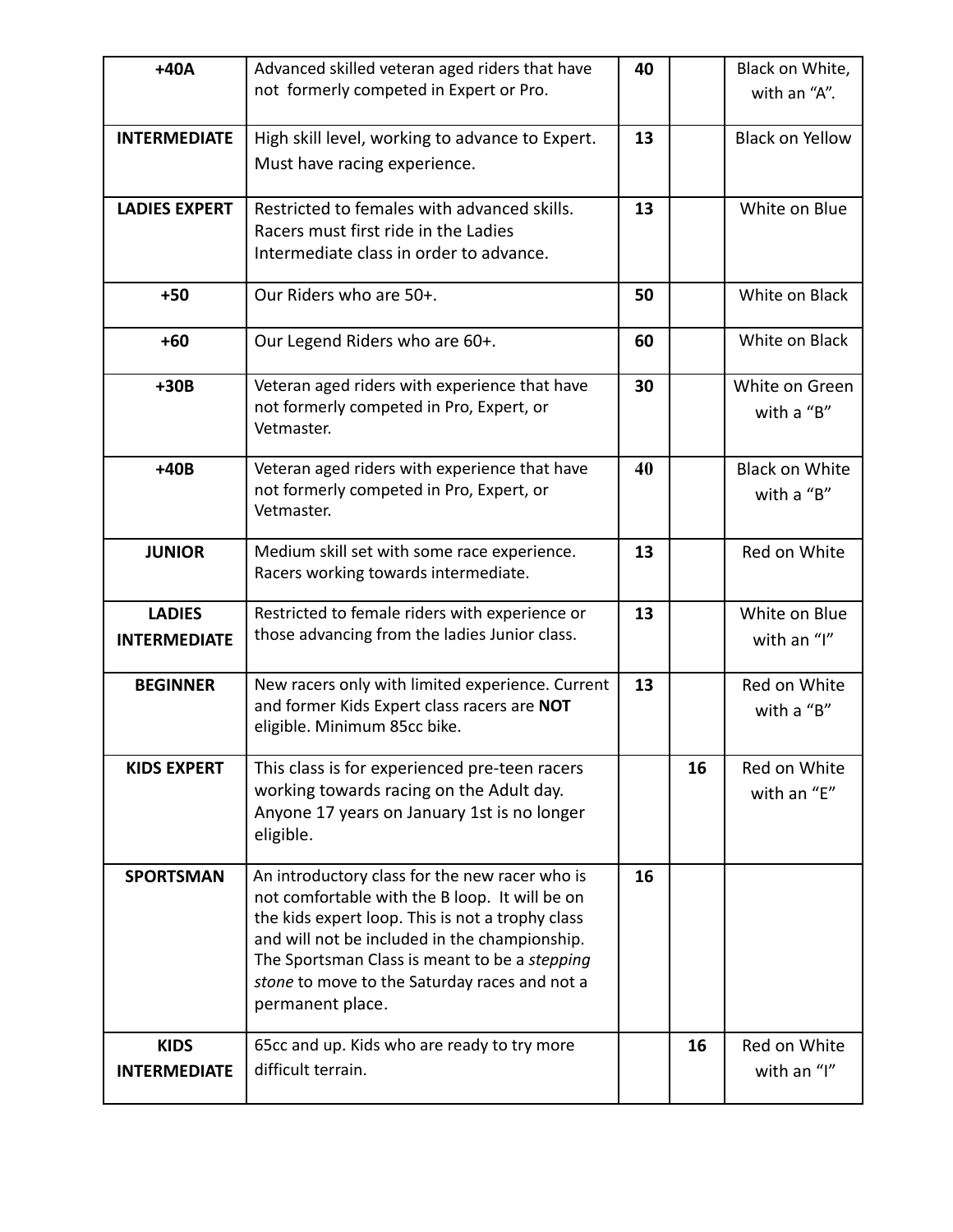| | | | | |
|---|---|---|---|---|
| **+40A** | Advanced skilled veteran aged riders that have not formerly competed in Expert or Pro. | **40** | | Black on White, with an "A". |
| **INTERMEDIATE** | High skill level, working to advance to Expert. Must have racing experience. | **13** | | Black on Yellow |
| **LADIES EXPERT** | Restricted to females with advanced skills. Racers must first ride in the Ladies Intermediate class in order to advance. | **13** | | White on Blue |
| **+50** | Our Riders who are 50+. | **50** | | White on Black |
| **+60** | Our Legend Riders who are 60+. | **60** | | White on Black |
| **+30B** | Veteran aged riders with experience that have not formerly competed in Pro, Expert, or Vetmaster. | **30** | | White on Green with a "B" |
| **+40B** | Veteran aged riders with experience that have not formerly competed in Pro, Expert, or Vetmaster. | **40** | | Black on White with a "B" |
| **JUNIOR** | Medium skill set with some race experience. Racers working towards intermediate. | **13** | | Red on White |
| **LADIES INTERMEDIATE** | Restricted to female riders with experience or those advancing from the ladies Junior class. | **13** | | White on Blue with an "I" |
| **BEGINNER** | New racers only with limited experience. Current and former Kids Expert class racers are **NOT** eligible. Minimum 85cc bike. | **13** | | Red on White with a "B" |
| **KIDS EXPERT** | This class is for experienced pre-teen racers working towards racing on the Adult day. Anyone 17 years on January 1st is no longer eligible. | | **16** | Red on White with an "E" |
| **SPORTSMAN** | An introductory class for the new racer who is not comfortable with the B loop. It will be on the kids expert loop. This is not a trophy class and will not be included in the championship. The Sportsman Class is meant to be a *stepping stone* to move to the Saturday races and not a permanent place. | **16** | | |
| **KIDS INTERMEDIATE** | 65cc and up. Kids who are ready to try more difficult terrain. | | **16** | Red on White with an "I" |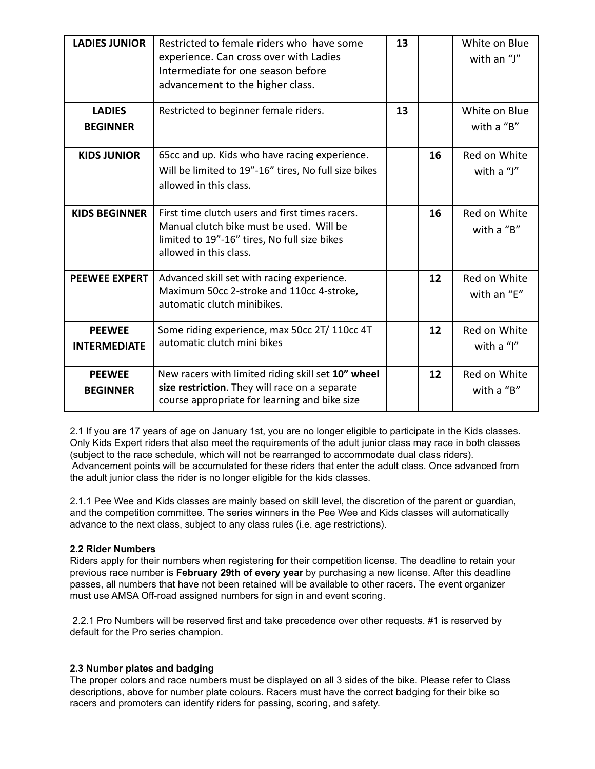| | | | | |
|---|---|---|---|---|
| **LADIES JUNIOR** | Restricted to female riders who have some experience. Can cross over with Ladies Intermediate for one season before advancement to the higher class. | **13** | | White on Blue with an "J" |
| **LADIES BEGINNER** | Restricted to beginner female riders. | **13** | | White on Blue with a "B" |
| **KIDS JUNIOR** | 65cc and up. Kids who have racing experience. Will be limited to 19"-16" tires, No full size bikes allowed in this class. | | **16** | Red on White with a "J" |
| **KIDS BEGINNER** | First time clutch users and first times racers. Manual clutch bike must be used. Will be limited to 19"-16" tires, No full size bikes allowed in this class. | | **16** | Red on White with a "B" |
| **PEEWEE EXPERT** | Advanced skill set with racing experience. Maximum 50cc 2-stroke and 110cc 4-stroke, automatic clutch minibikes. | | **12** | Red on White with an "E" |
| **PEEWEE INTERMEDIATE** | Some riding experience, max 50cc 2T/ 110cc 4T automatic clutch mini bikes | | **12** | Red on White with a "I" |
| **PEEWEE BEGINNER** | New racers with limited riding skill set **10" wheel size restriction**. They will race on a separate course appropriate for learning and bike size | | **12** | Red on White with a "B" |

2.1 If you are 17 years of age on January 1st, you are no longer eligible to participate in the Kids classes. Only Kids Expert riders that also meet the requirements of the adult junior class may race in both classes (subject to the race schedule, which will not be rearranged to accommodate dual class riders). Advancement points will be accumulated for these riders that enter the adult class. Once advanced from the adult junior class the rider is no longer eligible for the kids classes.

2.1.1 Pee Wee and Kids classes are mainly based on skill level, the discretion of the parent or guardian, and the competition committee. The series winners in the Pee Wee and Kids classes will automatically advance to the next class, subject to any class rules (i.e. age restrictions).

**2.2 Rider Numbers**

Riders apply for their numbers when registering for their competition license. The deadline to retain your previous race number is **February 29th of every year** by purchasing a new license. After this deadline passes, all numbers that have not been retained will be available to other racers. The event organizer must use AMSA Off-road assigned numbers for sign in and event scoring.

2.2.1 Pro Numbers will be reserved first and take precedence over other requests. #1 is reserved by default for the Pro series champion.

**2.3 Number plates and badging**

The proper colors and race numbers must be displayed on all 3 sides of the bike. Please refer to Class descriptions, above for number plate colours. Racers must have the correct badging for their bike so racers and promoters can identify riders for passing, scoring, and safety.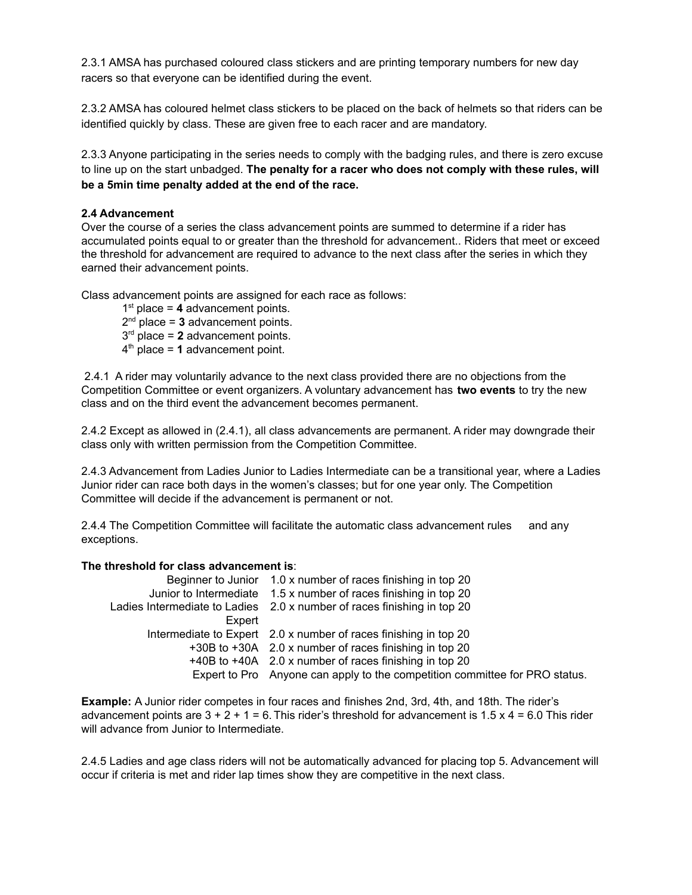2.3.1 AMSA has purchased coloured class stickers and are printing temporary numbers for new day racers so that everyone can be identified during the event.

2.3.2 AMSA has coloured helmet class stickers to be placed on the back of helmets so that riders can be identified quickly by class. These are given free to each racer and are mandatory.

2.3.3 Anyone participating in the series needs to comply with the badging rules, and there is zero excuse to line up on the start unbadged. **The penalty for a racer who does not comply with these rules, will be a 5min time penalty added at the end of the race.**

**2.4 Advancement**

Over the course of a series the class advancement points are summed to determine if a rider has accumulated points equal to or greater than the threshold for advancement.. Riders that meet or exceed the threshold for advancement are required to advance to the next class after the series in which they earned their advancement points.

Class advancement points are assigned for each race as follows:

- 1st place = **4** advancement points.
- 2nd place = **3** advancement points.
- 3rd place = **2** advancement points.
- 4th place = **1** advancement point.

2.4.1 A rider may voluntarily advance to the next class provided there are no objections from the Competition Committee or event organizers. A voluntary advancement has **two events** to try the new class and on the third event the advancement becomes permanent.

2.4.2 Except as allowed in (2.4.1), all class advancements are permanent. A rider may downgrade their class only with written permission from the Competition Committee.

2.4.3 Advancement from Ladies Junior to Ladies Intermediate can be a transitional year, where a Ladies Junior rider can race both days in the women's classes; but for one year only. The Competition Committee will decide if the advancement is permanent or not.

2.4.4 The Competition Committee will facilitate the automatic class advancement rules and any exceptions.

**The threshold for class advancement is**:

| | |
|---|---|
| Beginner to Junior | 1.0 x number of races finishing in top 20 |
| Junior to Intermediate | 1.5 x number of races finishing in top 20 |
| Ladies Intermediate to Ladies Expert | 2.0 x number of races finishing in top 20 |
| Intermediate to Expert | 2.0 x number of races finishing in top 20 |
| +30B to +30A | 2.0 x number of races finishing in top 20 |
| +40B to +40A | 2.0 x number of races finishing in top 20 |
| Expert to Pro | Anyone can apply to the competition committee for PRO status. |

**Example:** A Junior rider competes in four races and finishes 2nd, 3rd, 4th, and 18th. The rider's advancement points are 3 + 2 + 1 = 6. This rider's threshold for advancement is 1.5 x 4 = 6.0 This rider will advance from Junior to Intermediate.

2.4.5 Ladies and age class riders will not be automatically advanced for placing top 5. Advancement will occur if criteria is met and rider lap times show they are competitive in the next class.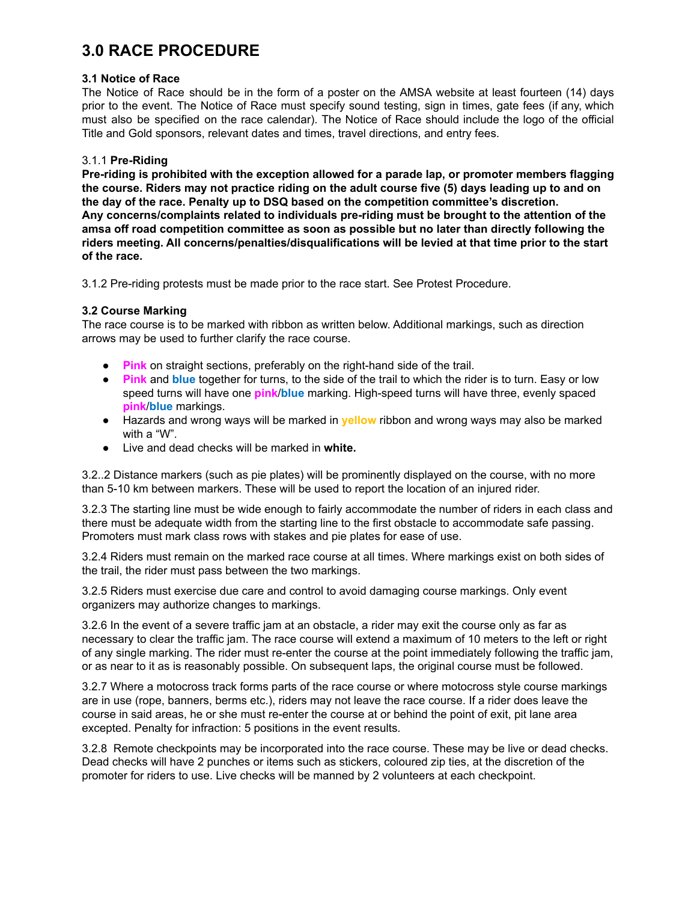# 3.0 RACE PROCEDURE

**3.1 Notice of Race**
The Notice of Race should be in the form of a poster on the AMSA website at least fourteen (14) days prior to the event. The Notice of Race must specify sound testing, sign in times, gate fees (if any, which must also be specified on the race calendar). The Notice of Race should include the logo of the official Title and Gold sponsors, relevant dates and times, travel directions, and entry fees.

3.1.1 **Pre-Riding**
**Pre-riding is prohibited with the exception allowed for a parade lap, or promoter members flagging the course. Riders may not practice riding on the adult course five (5) days leading up to and on the day of the race. Penalty up to DSQ based on the competition committee's discretion.**
**Any concerns/complaints related to individuals pre-riding must be brought to the attention of the amsa off road competition committee as soon as possible but no later than directly following the riders meeting. All concerns/penalties/disqualifications will be levied at that time prior to the start of the race.**

3.1.2 Pre-riding protests must be made prior to the race start. See Protest Procedure.

**3.2 Course Marking**
The race course is to be marked with ribbon as written below. Additional markings, such as direction arrows may be used to further clarify the race course.

- **Pink** on straight sections, preferably on the right-hand side of the trail.
- **Pink** and **blue** together for turns, to the side of the trail to which the rider is to turn. Easy or low speed turns will have one **pink**/**blue** marking. High-speed turns will have three, evenly spaced **pink**/**blue** markings.
- Hazards and wrong ways will be marked in **yellow** ribbon and wrong ways may also be marked with a "W".
- Live and dead checks will be marked in **white.**

3.2..2 Distance markers (such as pie plates) will be prominently displayed on the course, with no more than 5-10 km between markers. These will be used to report the location of an injured rider.

3.2.3 The starting line must be wide enough to fairly accommodate the number of riders in each class and there must be adequate width from the starting line to the first obstacle to accommodate safe passing. Promoters must mark class rows with stakes and pie plates for ease of use.

3.2.4 Riders must remain on the marked race course at all times. Where markings exist on both sides of the trail, the rider must pass between the two markings.

3.2.5 Riders must exercise due care and control to avoid damaging course markings. Only event organizers may authorize changes to markings.

3.2.6 In the event of a severe traffic jam at an obstacle, a rider may exit the course only as far as necessary to clear the traffic jam. The race course will extend a maximum of 10 meters to the left or right of any single marking. The rider must re-enter the course at the point immediately following the traffic jam, or as near to it as is reasonably possible. On subsequent laps, the original course must be followed.

3.2.7 Where a motocross track forms parts of the race course or where motocross style course markings are in use (rope, banners, berms etc.), riders may not leave the race course. If a rider does leave the course in said areas, he or she must re-enter the course at or behind the point of exit, pit lane area excepted. Penalty for infraction: 5 positions in the event results.

3.2.8 Remote checkpoints may be incorporated into the race course. These may be live or dead checks. Dead checks will have 2 punches or items such as stickers, coloured zip ties, at the discretion of the promoter for riders to use. Live checks will be manned by 2 volunteers at each checkpoint.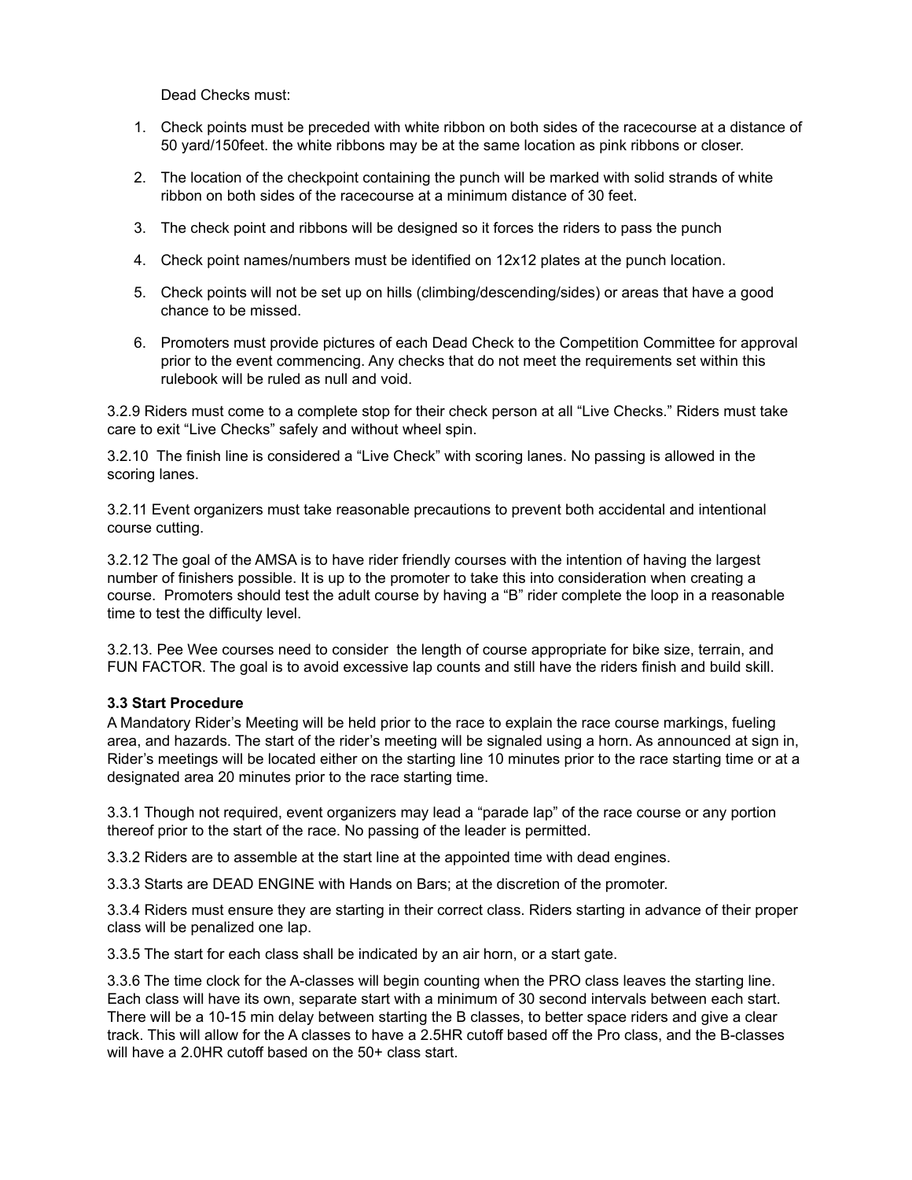Dead Checks must:

1. Check points must be preceded with white ribbon on both sides of the racecourse at a distance of 50 yard/150feet. the white ribbons may be at the same location as pink ribbons or closer.
2. The location of the checkpoint containing the punch will be marked with solid strands of white ribbon on both sides of the racecourse at a minimum distance of 30 feet.
3. The check point and ribbons will be designed so it forces the riders to pass the punch
4. Check point names/numbers must be identified on 12x12 plates at the punch location.
5. Check points will not be set up on hills (climbing/descending/sides) or areas that have a good chance to be missed.
6. Promoters must provide pictures of each Dead Check to the Competition Committee for approval prior to the event commencing. Any checks that do not meet the requirements set within this rulebook will be ruled as null and void.

3.2.9 Riders must come to a complete stop for their check person at all "Live Checks." Riders must take care to exit "Live Checks" safely and without wheel spin.

3.2.10 The finish line is considered a "Live Check" with scoring lanes. No passing is allowed in the scoring lanes.

3.2.11 Event organizers must take reasonable precautions to prevent both accidental and intentional course cutting.

3.2.12 The goal of the AMSA is to have rider friendly courses with the intention of having the largest number of finishers possible. It is up to the promoter to take this into consideration when creating a course. Promoters should test the adult course by having a "B" rider complete the loop in a reasonable time to test the difficulty level.

3.2.13. Pee Wee courses need to consider the length of course appropriate for bike size, terrain, and FUN FACTOR. The goal is to avoid excessive lap counts and still have the riders finish and build skill.

**3.3 Start Procedure**

A Mandatory Rider's Meeting will be held prior to the race to explain the race course markings, fueling area, and hazards. The start of the rider's meeting will be signaled using a horn. As announced at sign in, Rider's meetings will be located either on the starting line 10 minutes prior to the race starting time or at a designated area 20 minutes prior to the race starting time.

3.3.1 Though not required, event organizers may lead a "parade lap" of the race course or any portion thereof prior to the start of the race. No passing of the leader is permitted.

3.3.2 Riders are to assemble at the start line at the appointed time with dead engines.

3.3.3 Starts are DEAD ENGINE with Hands on Bars; at the discretion of the promoter.

3.3.4 Riders must ensure they are starting in their correct class. Riders starting in advance of their proper class will be penalized one lap.

3.3.5 The start for each class shall be indicated by an air horn, or a start gate.

3.3.6 The time clock for the A-classes will begin counting when the PRO class leaves the starting line. Each class will have its own, separate start with a minimum of 30 second intervals between each start. There will be a 10-15 min delay between starting the B classes, to better space riders and give a clear track. This will allow for the A classes to have a 2.5HR cutoff based off the Pro class, and the B-classes will have a 2.0HR cutoff based on the 50+ class start.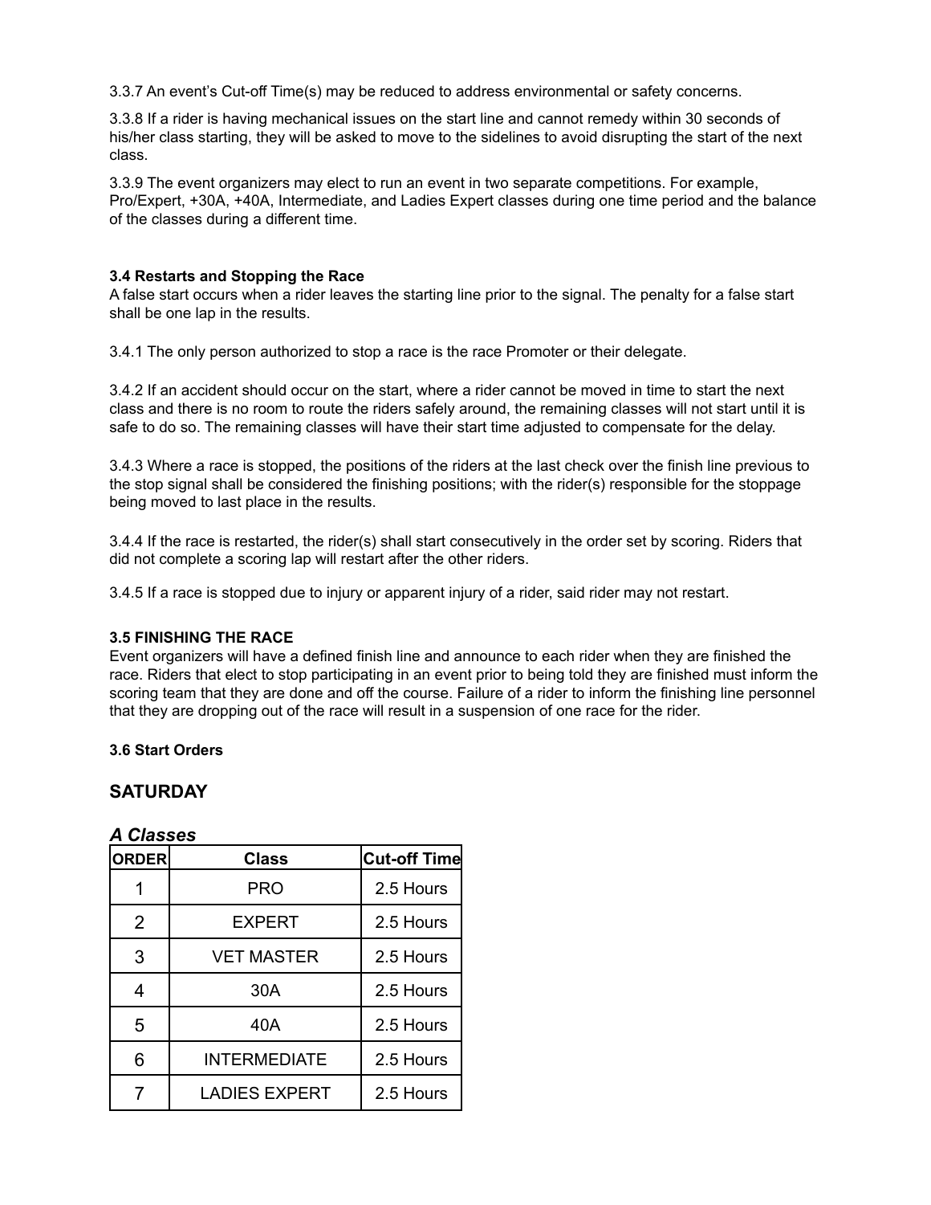3.3.7 An event's Cut-off Time(s) may be reduced to address environmental or safety concerns.

3.3.8 If a rider is having mechanical issues on the start line and cannot remedy within 30 seconds of his/her class starting, they will be asked to move to the sidelines to avoid disrupting the start of the next class.

3.3.9 The event organizers may elect to run an event in two separate competitions. For example, Pro/Expert, +30A, +40A, Intermediate, and Ladies Expert classes during one time period and the balance of the classes during a different time.

**3.4 Restarts and Stopping the Race**
A false start occurs when a rider leaves the starting line prior to the signal. The penalty for a false start shall be one lap in the results.

3.4.1 The only person authorized to stop a race is the race Promoter or their delegate.

3.4.2 If an accident should occur on the start, where a rider cannot be moved in time to start the next class and there is no room to route the riders safely around, the remaining classes will not start until it is safe to do so. The remaining classes will have their start time adjusted to compensate for the delay.

3.4.3 Where a race is stopped, the positions of the riders at the last check over the finish line previous to the stop signal shall be considered the finishing positions; with the rider(s) responsible for the stoppage being moved to last place in the results.

3.4.4 If the race is restarted, the rider(s) shall start consecutively in the order set by scoring. Riders that did not complete a scoring lap will restart after the other riders.

3.4.5 If a race is stopped due to injury or apparent injury of a rider, said rider may not restart.

**3.5 FINISHING THE RACE**
Event organizers will have a defined finish line and announce to each rider when they are finished the race. Riders that elect to stop participating in an event prior to being told they are finished must inform the scoring team that they are done and off the course. Failure of a rider to inform the finishing line personnel that they are dropping out of the race will result in a suspension of one race for the rider.

**3.6 Start Orders**

## SATURDAY

### *A Classes*

| ORDER | Class | Cut-off Time |
|---|---|---|
| 1 | PRO | 2.5 Hours |
| 2 | EXPERT | 2.5 Hours |
| 3 | VET MASTER | 2.5 Hours |
| 4 | 30A | 2.5 Hours |
| 5 | 40A | 2.5 Hours |
| 6 | INTERMEDIATE | 2.5 Hours |
| 7 | LADIES EXPERT | 2.5 Hours |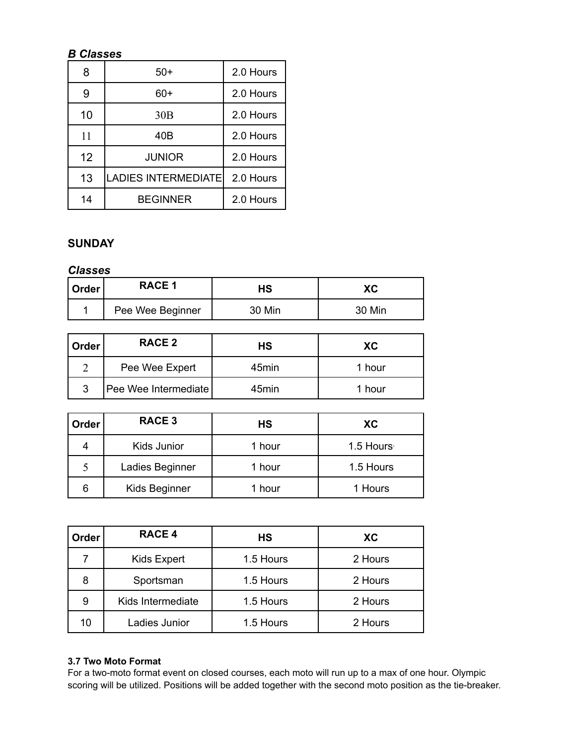### *B Classes*

| | | |
|---|---|---|
| 8 | 50+ | 2.0 Hours |
| 9 | 60+ | 2.0 Hours |
| 10 | 30B | 2.0 Hours |
| 11 | 40B | 2.0 Hours |
| 12 | JUNIOR | 2.0 Hours |
| 13 | LADIES INTERMEDIATE | 2.0 Hours |
| 14 | BEGINNER | 2.0 Hours |

**SUNDAY**

### *Classes*

| Order | RACE 1 | HS | XC |
|---|---|---|---|
| 1 | Pee Wee Beginner | 30 Min | 30 Min |

| Order | RACE 2 | HS | XC |
|---|---|---|---|
| 2 | Pee Wee Expert | 45min | 1 hour |
| 3 | Pee Wee Intermediate | 45min | 1 hour |

| Order | RACE 3 | HS | XC |
|---|---|---|---|
| 4 | Kids Junior | 1 hour | 1.5 Hours |
| 5 | Ladies Beginner | 1 hour | 1.5 Hours |
| 6 | Kids Beginner | 1 hour | 1 Hours |

| Order | RACE 4 | HS | XC |
|---|---|---|---|
| 7 | Kids Expert | 1.5 Hours | 2 Hours |
| 8 | Sportsman | 1.5 Hours | 2 Hours |
| 9 | Kids Intermediate | 1.5 Hours | 2 Hours |
| 10 | Ladies Junior | 1.5 Hours | 2 Hours |

**3.7 Two Moto Format**

For a two-moto format event on closed courses, each moto will run up to a max of one hour. Olympic scoring will be utilized. Positions will be added together with the second moto position as the tie-breaker.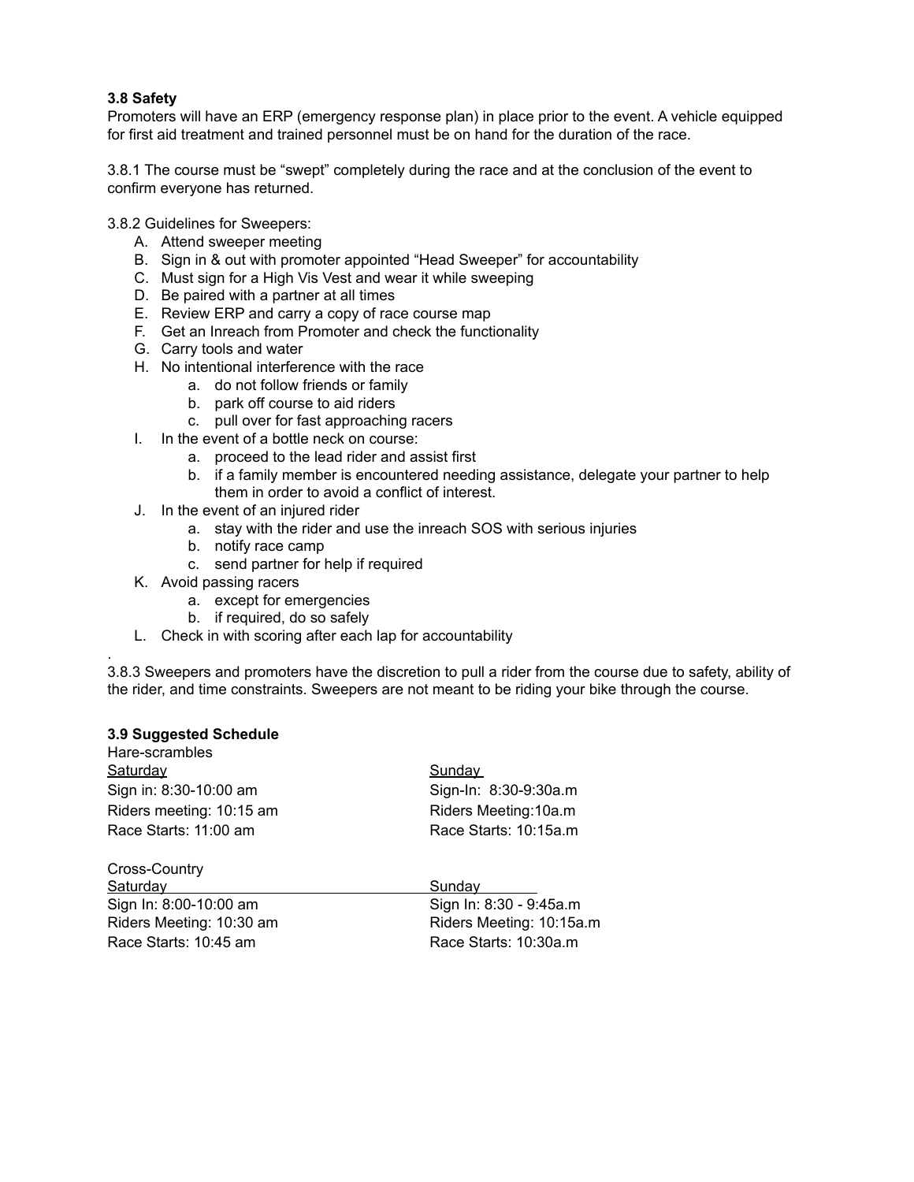**3.8 Safety**

Promoters will have an ERP (emergency response plan) in place prior to the event. A vehicle equipped for first aid treatment and trained personnel must be on hand for the duration of the race.

3.8.1 The course must be "swept" completely during the race and at the conclusion of the event to confirm everyone has returned.

3.8.2 Guidelines for Sweepers:

A. Attend sweeper meeting
B. Sign in & out with promoter appointed "Head Sweeper" for accountability
C. Must sign for a High Vis Vest and wear it while sweeping
D. Be paired with a partner at all times
E. Review ERP and carry a copy of race course map
F. Get an Inreach from Promoter and check the functionality
G. Carry tools and water
H. No intentional interference with the race
    a. do not follow friends or family
    b. park off course to aid riders
    c. pull over for fast approaching racers
I. In the event of a bottle neck on course:
    a. proceed to the lead rider and assist first
    b. if a family member is encountered needing assistance, delegate your partner to help them in order to avoid a conflict of interest.
J. In the event of an injured rider
    a. stay with the rider and use the inreach SOS with serious injuries
    b. notify race camp
    c. send partner for help if required
K. Avoid passing racers
    a. except for emergencies
    b. if required, do so safely
L. Check in with scoring after each lap for accountability

.

3.8.3 Sweepers and promoters have the discretion to pull a rider from the course due to safety, ability of the rider, and time constraints. Sweepers are not meant to be riding your bike through the course.

**3.9 Suggested Schedule**

Hare-scrambles

| Saturday | Sunday |
| --- | --- |
| Sign in: 8:30-10:00 am | Sign-In: 8:30-9:30a.m |
| Riders meeting: 10:15 am | Riders Meeting:10a.m |
| Race Starts: 11:00 am | Race Starts: 10:15a.m |

Cross-Country

| Saturday | Sunday |
| --- | --- |
| Sign In: 8:00-10:00 am | Sign In: 8:30 - 9:45a.m |
| Riders Meeting: 10:30 am | Riders Meeting: 10:15a.m |
| Race Starts: 10:45 am | Race Starts: 10:30a.m |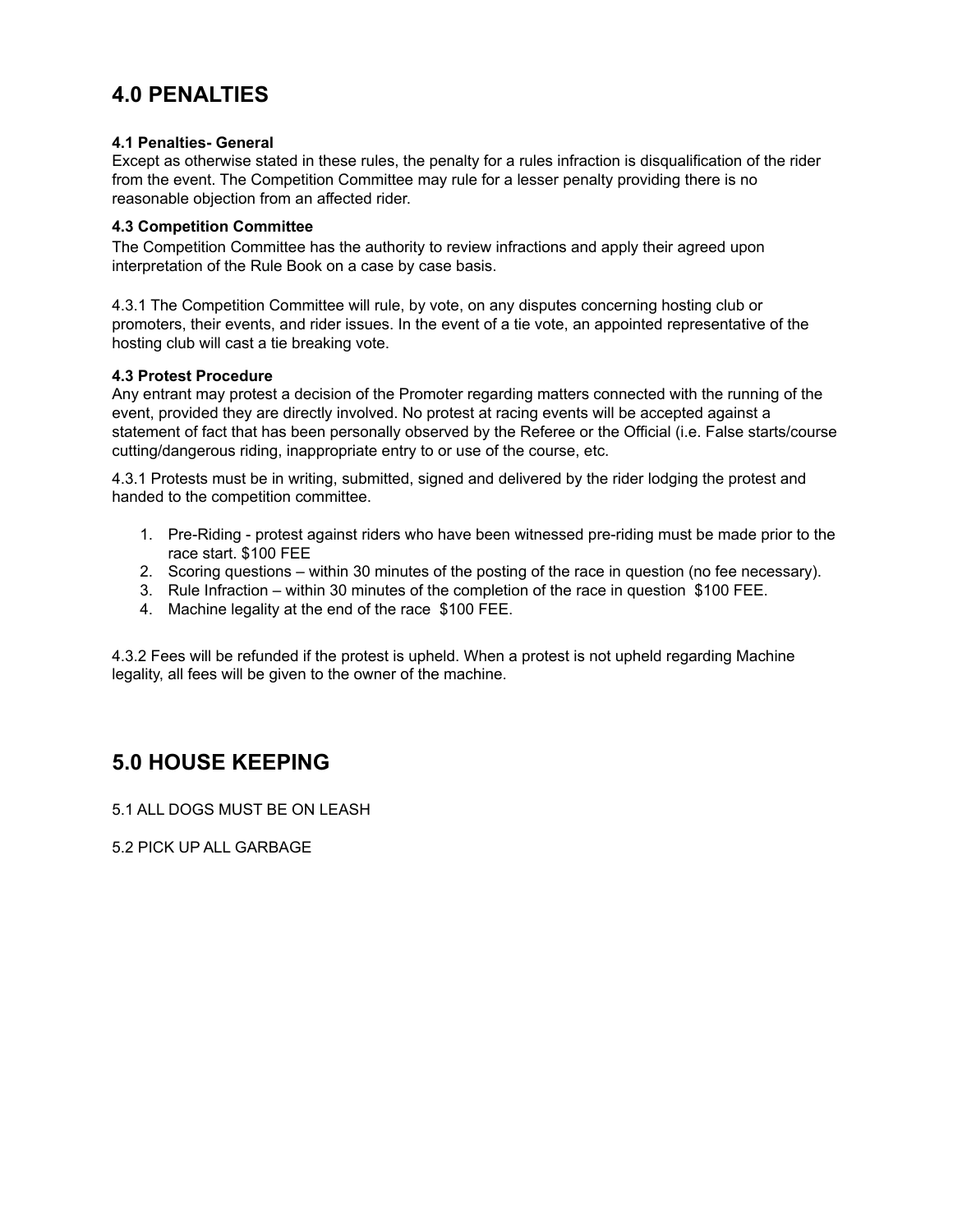# 4.0 PENALTIES

### 4.1 Penalties- General

Except as otherwise stated in these rules, the penalty for a rules infraction is disqualification of the rider from the event. The Competition Committee may rule for a lesser penalty providing there is no reasonable objection from an affected rider.

### 4.3 Competition Committee

The Competition Committee has the authority to review infractions and apply their agreed upon interpretation of the Rule Book on a case by case basis.

4.3.1 The Competition Committee will rule, by vote, on any disputes concerning hosting club or promoters, their events, and rider issues. In the event of a tie vote, an appointed representative of the hosting club will cast a tie breaking vote.

### 4.3 Protest Procedure

Any entrant may protest a decision of the Promoter regarding matters connected with the running of the event, provided they are directly involved. No protest at racing events will be accepted against a statement of fact that has been personally observed by the Referee or the Official (i.e. False starts/course cutting/dangerous riding, inappropriate entry to or use of the course, etc.

4.3.1 Protests must be in writing, submitted, signed and delivered by the rider lodging the protest and handed to the competition committee.

1. Pre-Riding - protest against riders who have been witnessed pre-riding must be made prior to the race start. $100 FEE
2. Scoring questions – within 30 minutes of the posting of the race in question (no fee necessary).
3. Rule Infraction – within 30 minutes of the completion of the race in question $100 FEE.
4. Machine legality at the end of the race $100 FEE.

4.3.2 Fees will be refunded if the protest is upheld. When a protest is not upheld regarding Machine legality, all fees will be given to the owner of the machine.

# 5.0 HOUSE KEEPING

5.1 ALL DOGS MUST BE ON LEASH

5.2 PICK UP ALL GARBAGE